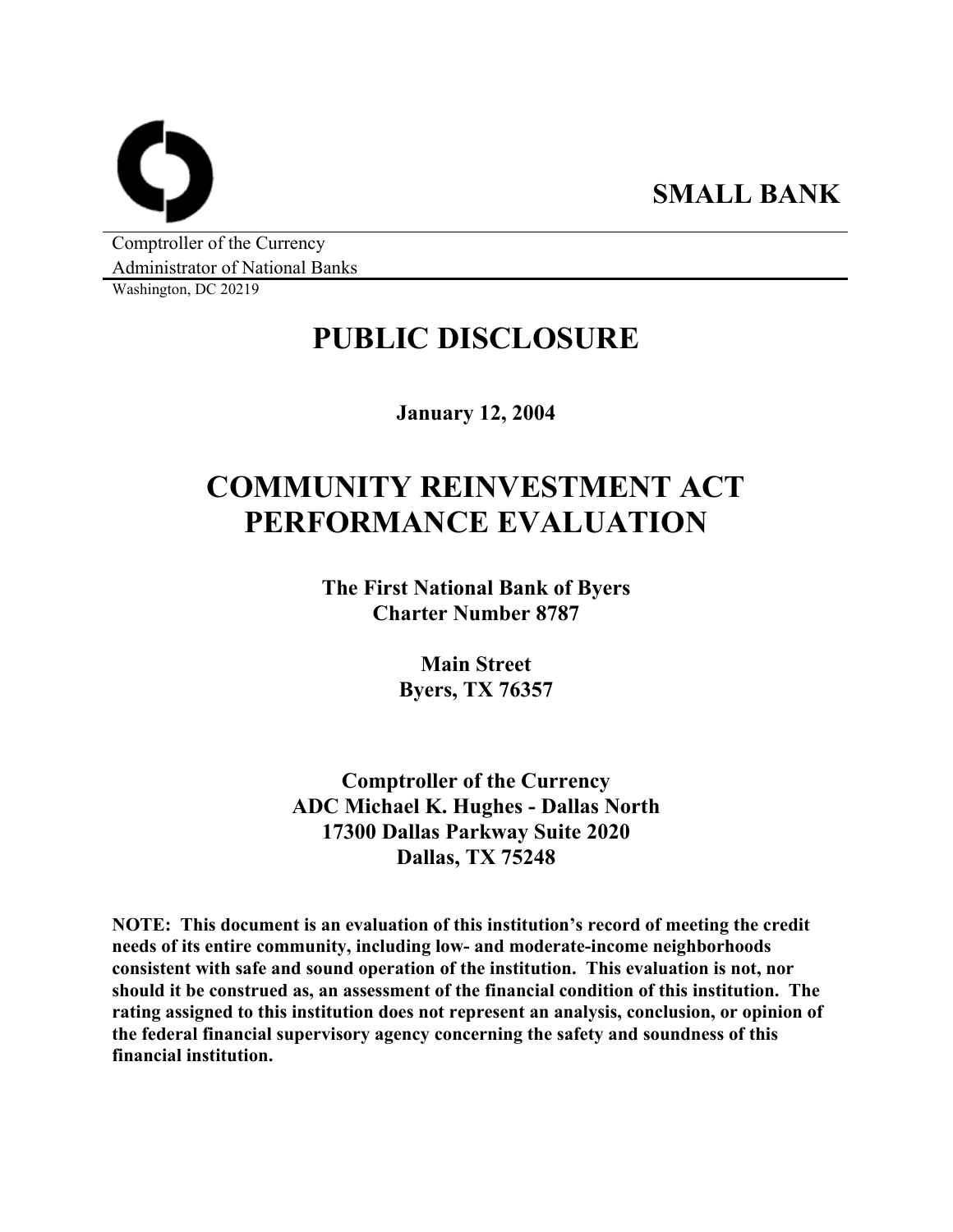**SMALL BANK**

Comptroller of the Currency
Administrator of National Banks
Washington, DC 20219

# PUBLIC DISCLOSURE

**January 12, 2004**

# COMMUNITY REINVESTMENT ACT PERFORMANCE EVALUATION

**The First National Bank of Byers**
**Charter Number 8787**

**Main Street**
**Byers, TX 76357**

**Comptroller of the Currency**
**ADC Michael K. Hughes - Dallas North**
**17300 Dallas Parkway Suite 2020**
**Dallas, TX 75248**

**NOTE: This document is an evaluation of this institution's record of meeting the credit needs of its entire community, including low- and moderate-income neighborhoods consistent with safe and sound operation of the institution. This evaluation is not, nor should it be construed as, an assessment of the financial condition of this institution. The rating assigned to this institution does not represent an analysis, conclusion, or opinion of the federal financial supervisory agency concerning the safety and soundness of this financial institution.**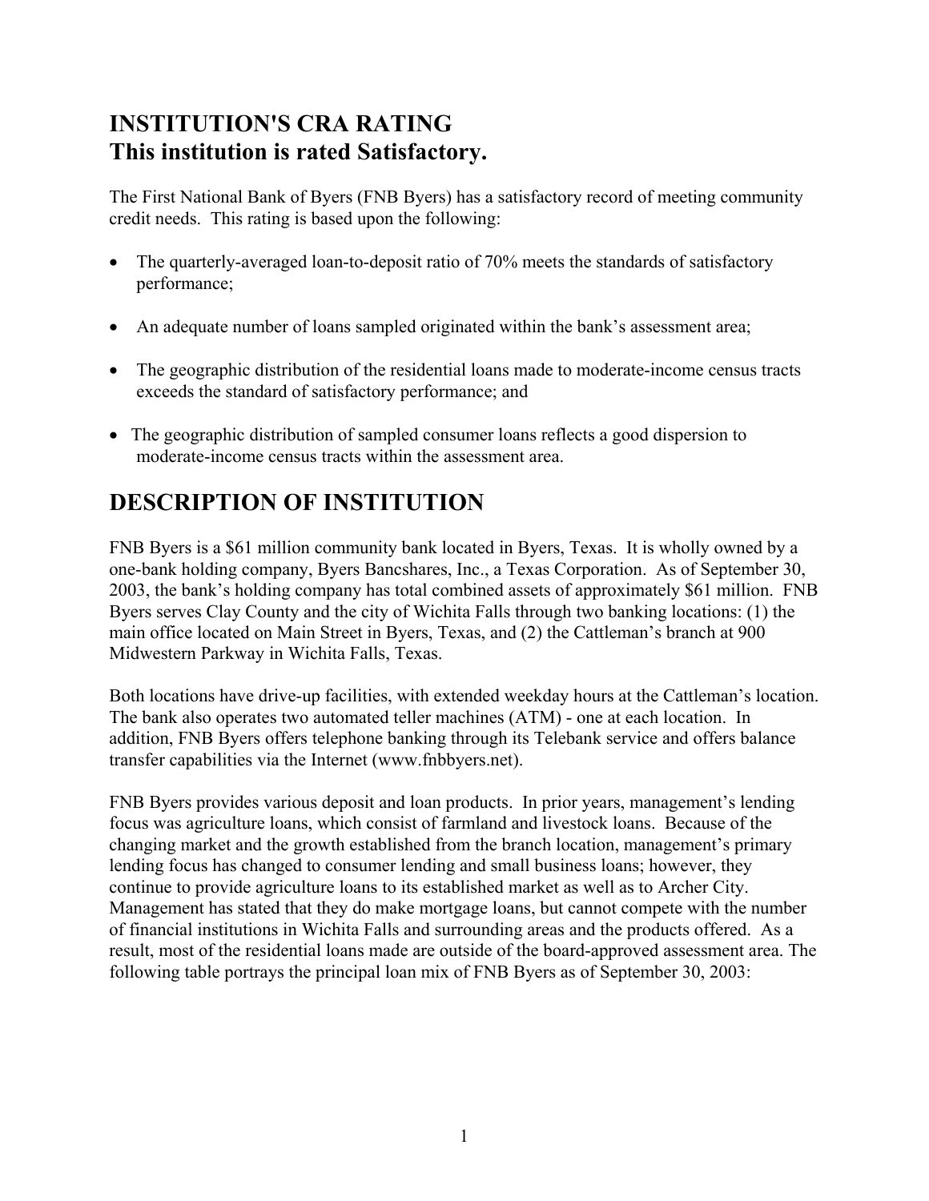# INSTITUTION'S CRA RATING
# This institution is rated Satisfactory.

The First National Bank of Byers (FNB Byers) has a satisfactory record of meeting community credit needs. This rating is based upon the following:

- The quarterly-averaged loan-to-deposit ratio of 70% meets the standards of satisfactory performance;
- An adequate number of loans sampled originated within the bank's assessment area;
- The geographic distribution of the residential loans made to moderate-income census tracts exceeds the standard of satisfactory performance; and
- The geographic distribution of sampled consumer loans reflects a good dispersion to moderate-income census tracts within the assessment area.

# DESCRIPTION OF INSTITUTION

FNB Byers is a $61 million community bank located in Byers, Texas. It is wholly owned by a one-bank holding company, Byers Bancshares, Inc., a Texas Corporation. As of September 30, 2003, the bank's holding company has total combined assets of approximately $61 million. FNB Byers serves Clay County and the city of Wichita Falls through two banking locations: (1) the main office located on Main Street in Byers, Texas, and (2) the Cattleman's branch at 900 Midwestern Parkway in Wichita Falls, Texas.

Both locations have drive-up facilities, with extended weekday hours at the Cattleman's location. The bank also operates two automated teller machines (ATM) - one at each location. In addition, FNB Byers offers telephone banking through its Telebank service and offers balance transfer capabilities via the Internet (www.fnbbyers.net).

FNB Byers provides various deposit and loan products. In prior years, management's lending focus was agriculture loans, which consist of farmland and livestock loans. Because of the changing market and the growth established from the branch location, management's primary lending focus has changed to consumer lending and small business loans; however, they continue to provide agriculture loans to its established market as well as to Archer City. Management has stated that they do make mortgage loans, but cannot compete with the number of financial institutions in Wichita Falls and surrounding areas and the products offered. As a result, most of the residential loans made are outside of the board-approved assessment area. The following table portrays the principal loan mix of FNB Byers as of September 30, 2003: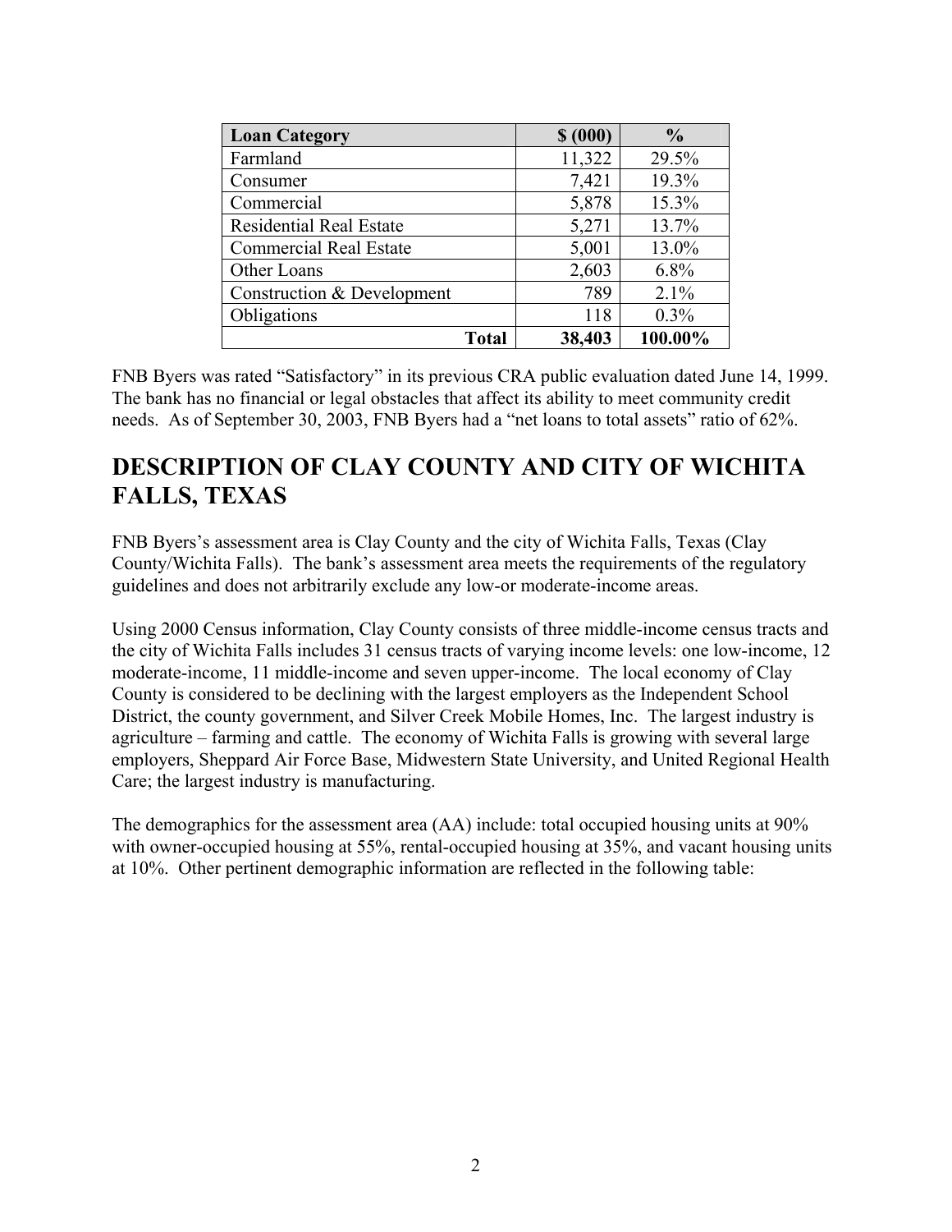| Loan Category | $ (000) | % |
|---|---|---|
| Farmland | 11,322 | 29.5% |
| Consumer | 7,421 | 19.3% |
| Commercial | 5,878 | 15.3% |
| Residential Real Estate | 5,271 | 13.7% |
| Commercial Real Estate | 5,001 | 13.0% |
| Other Loans | 2,603 | 6.8% |
| Construction & Development | 789 | 2.1% |
| Obligations | 118 | 0.3% |
| **Total** | **38,403** | **100.00%** |

FNB Byers was rated "Satisfactory" in its previous CRA public evaluation dated June 14, 1999. The bank has no financial or legal obstacles that affect its ability to meet community credit needs. As of September 30, 2003, FNB Byers had a "net loans to total assets" ratio of 62%.

# DESCRIPTION OF CLAY COUNTY AND CITY OF WICHITA FALLS, TEXAS

FNB Byers's assessment area is Clay County and the city of Wichita Falls, Texas (Clay County/Wichita Falls). The bank's assessment area meets the requirements of the regulatory guidelines and does not arbitrarily exclude any low-or moderate-income areas.

Using 2000 Census information, Clay County consists of three middle-income census tracts and the city of Wichita Falls includes 31 census tracts of varying income levels: one low-income, 12 moderate-income, 11 middle-income and seven upper-income. The local economy of Clay County is considered to be declining with the largest employers as the Independent School District, the county government, and Silver Creek Mobile Homes, Inc. The largest industry is agriculture – farming and cattle. The economy of Wichita Falls is growing with several large employers, Sheppard Air Force Base, Midwestern State University, and United Regional Health Care; the largest industry is manufacturing.

The demographics for the assessment area (AA) include: total occupied housing units at 90% with owner-occupied housing at 55%, rental-occupied housing at 35%, and vacant housing units at 10%. Other pertinent demographic information are reflected in the following table: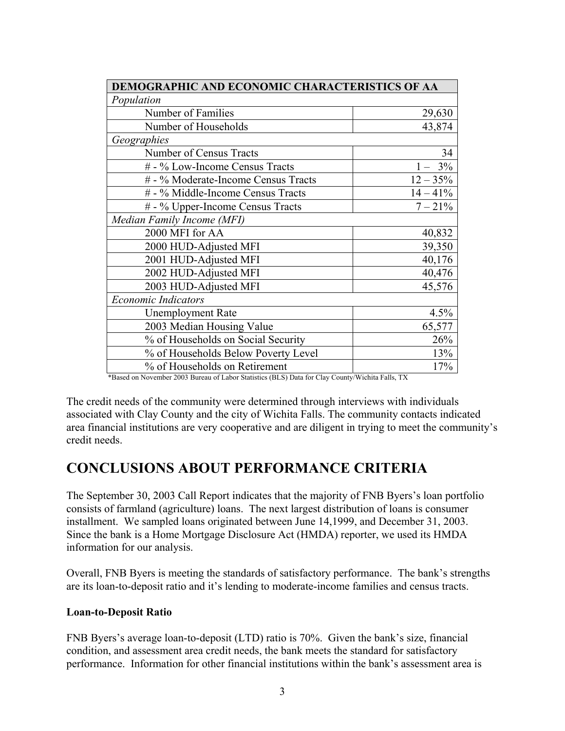| DEMOGRAPHIC AND ECONOMIC CHARACTERISTICS OF AA | |
|---|---|
| *Population* | |
| Number of Families | 29,630 |
| Number of Households | 43,874 |
| *Geographies* | |
| Number of Census Tracts | 34 |
| # - % Low-Income Census Tracts | 1 – 3% |
| # - % Moderate-Income Census Tracts | 12 – 35% |
| # - % Middle-Income Census Tracts | 14 – 41% |
| # - % Upper-Income Census Tracts | 7 – 21% |
| *Median Family Income (MFI)* | |
| 2000 MFI for AA | 40,832 |
| 2000 HUD-Adjusted MFI | 39,350 |
| 2001 HUD-Adjusted MFI | 40,176 |
| 2002 HUD-Adjusted MFI | 40,476 |
| 2003 HUD-Adjusted MFI | 45,576 |
| *Economic Indicators* | |
| Unemployment Rate | 4.5% |
| 2003 Median Housing Value | 65,577 |
| % of Households on Social Security | 26% |
| % of Households Below Poverty Level | 13% |
| % of Households on Retirement | 17% |

*Based on November 2003 Bureau of Labor Statistics (BLS) Data for Clay County/Wichita Falls, TX

The credit needs of the community were determined through interviews with individuals associated with Clay County and the city of Wichita Falls. The community contacts indicated area financial institutions are very cooperative and are diligent in trying to meet the community's credit needs.

# CONCLUSIONS ABOUT PERFORMANCE CRITERIA

The September 30, 2003 Call Report indicates that the majority of FNB Byers's loan portfolio consists of farmland (agriculture) loans. The next largest distribution of loans is consumer installment. We sampled loans originated between June 14,1999, and December 31, 2003. Since the bank is a Home Mortgage Disclosure Act (HMDA) reporter, we used its HMDA information for our analysis.

Overall, FNB Byers is meeting the standards of satisfactory performance. The bank's strengths are its loan-to-deposit ratio and it's lending to moderate-income families and census tracts.

**Loan-to-Deposit Ratio**

FNB Byers's average loan-to-deposit (LTD) ratio is 70%. Given the bank's size, financial condition, and assessment area credit needs, the bank meets the standard for satisfactory performance. Information for other financial institutions within the bank's assessment area is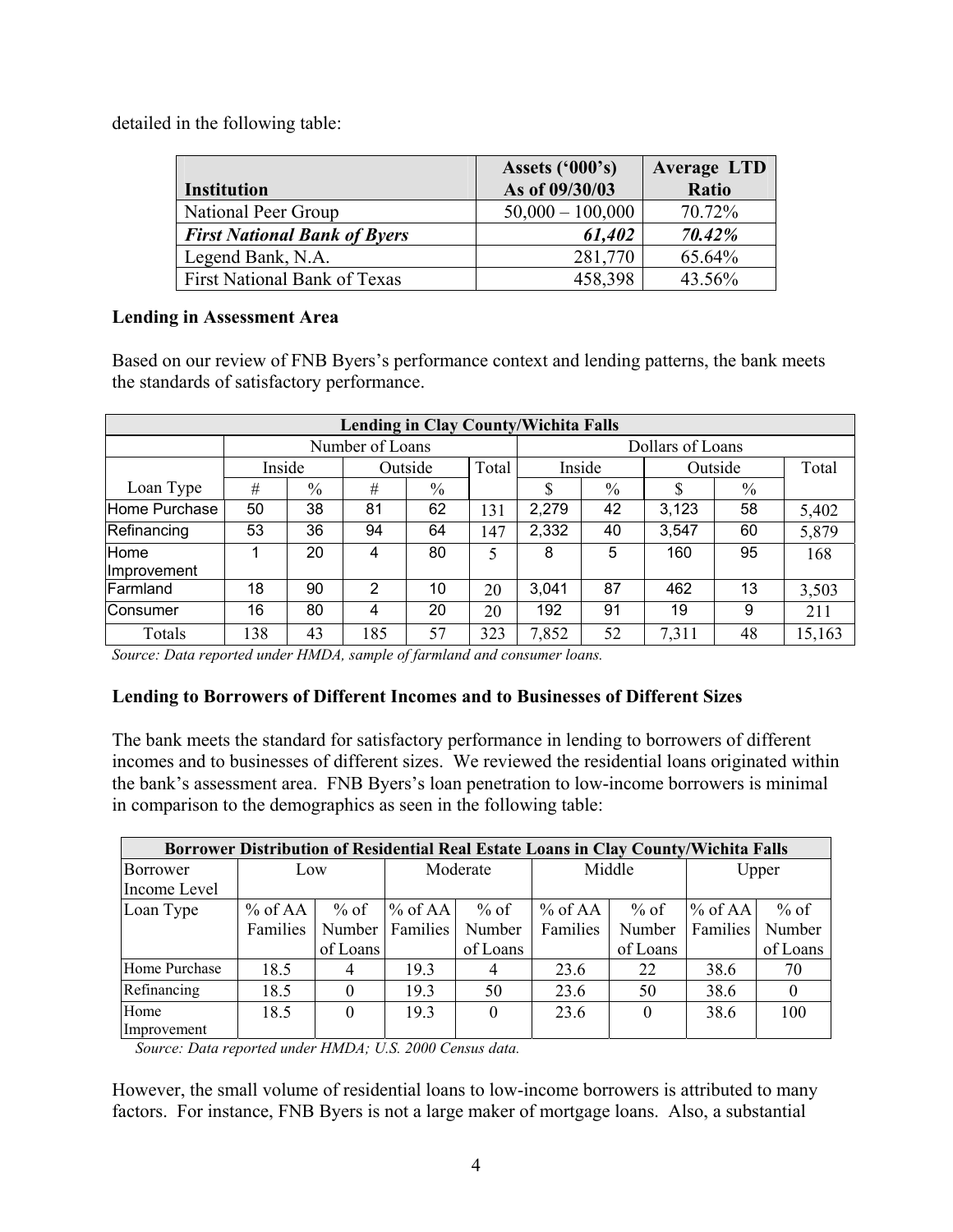detailed in the following table:

| Institution | Assets ('000's) As of 09/30/03 | Average LTD Ratio |
|---|---|---|
| National Peer Group | 50,000 – 100,000 | 70.72% |
| ***First National Bank of Byers*** | ***61,402*** | ***70.42%*** |
| Legend Bank, N.A. | 281,770 | 65.64% |
| First National Bank of Texas | 458,398 | 43.56% |

**Lending in Assessment Area**

Based on our review of FNB Byers's performance context and lending patterns, the bank meets the standards of satisfactory performance.

| Lending in Clay County/Wichita Falls | | | | | | | | | | |
|---|---|---|---|---|---|---|---|---|---|---|
| | Number of Loans | | | | | Dollars of Loans | | | | |
| | Inside | | Outside | | Total | Inside | | Outside | | Total |
| Loan Type | # | % | # | % | | $ | % | $ | % | |
| Home Purchase | 50 | 38 | 81 | 62 | 131 | 2,279 | 42 | 3,123 | 58 | 5,402 |
| Refinancing | 53 | 36 | 94 | 64 | 147 | 2,332 | 40 | 3,547 | 60 | 5,879 |
| Home Improvement | 1 | 20 | 4 | 80 | 5 | 8 | 5 | 160 | 95 | 168 |
| Farmland | 18 | 90 | 2 | 10 | 20 | 3,041 | 87 | 462 | 13 | 3,503 |
| Consumer | 16 | 80 | 4 | 20 | 20 | 192 | 91 | 19 | 9 | 211 |
| Totals | 138 | 43 | 185 | 57 | 323 | 7,852 | 52 | 7,311 | 48 | 15,163 |

*Source: Data reported under HMDA, sample of farmland and consumer loans.*

**Lending to Borrowers of Different Incomes and to Businesses of Different Sizes**

The bank meets the standard for satisfactory performance in lending to borrowers of different incomes and to businesses of different sizes. We reviewed the residential loans originated within the bank's assessment area. FNB Byers's loan penetration to low-income borrowers is minimal in comparison to the demographics as seen in the following table:

| Borrower Distribution of Residential Real Estate Loans in Clay County/Wichita Falls | | | | | | | | |
|---|---|---|---|---|---|---|---|---|
| Borrower Income Level | Low | | Moderate | | Middle | | Upper | |
| Loan Type | % of AA Families | % of Number of Loans | % of AA Families | % of Number of Loans | % of AA Families | % of Number of Loans | % of AA Families | % of Number of Loans |
| Home Purchase | 18.5 | 4 | 19.3 | 4 | 23.6 | 22 | 38.6 | 70 |
| Refinancing | 18.5 | 0 | 19.3 | 50 | 23.6 | 50 | 38.6 | 0 |
| Home Improvement | 18.5 | 0 | 19.3 | 0 | 23.6 | 0 | 38.6 | 100 |

*Source: Data reported under HMDA; U.S. 2000 Census data.*

However, the small volume of residential loans to low-income borrowers is attributed to many factors. For instance, FNB Byers is not a large maker of mortgage loans. Also, a substantial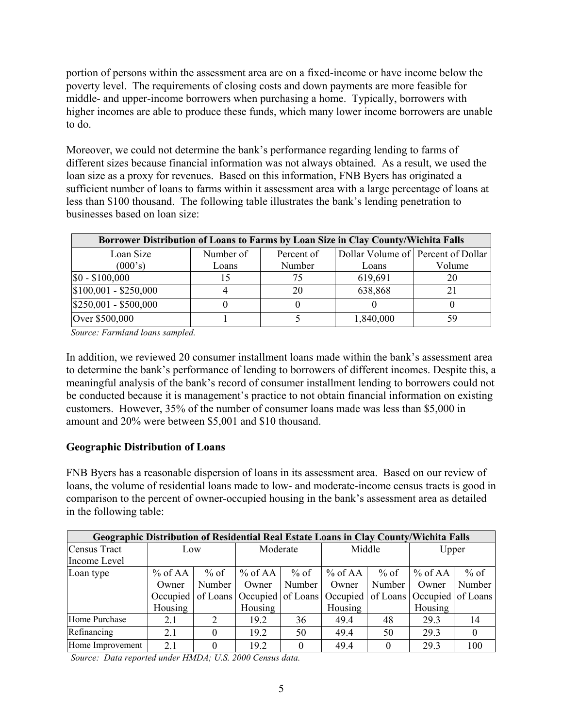portion of persons within the assessment area are on a fixed-income or have income below the poverty level. The requirements of closing costs and down payments are more feasible for middle- and upper-income borrowers when purchasing a home. Typically, borrowers with higher incomes are able to produce these funds, which many lower income borrowers are unable to do.

Moreover, we could not determine the bank's performance regarding lending to farms of different sizes because financial information was not always obtained. As a result, we used the loan size as a proxy for revenues. Based on this information, FNB Byers has originated a sufficient number of loans to farms within it assessment area with a large percentage of loans at less than $100 thousand. The following table illustrates the bank's lending penetration to businesses based on loan size:

| Borrower Distribution of Loans to Farms by Loan Size in Clay County/Wichita Falls | | | | |
|---|---|---|---|---|
| Loan Size (000's) | Number of Loans | Percent of Number | Dollar Volume of Loans | Percent of Dollar Volume |
| $0 - $100,000 | 15 | 75 | 619,691 | 20 |
| $100,001 - $250,000 | 4 | 20 | 638,868 | 21 |
| $250,001 - $500,000 | 0 | 0 | 0 | 0 |
| Over $500,000 | 1 | 5 | 1,840,000 | 59 |

*Source: Farmland loans sampled.*

In addition, we reviewed 20 consumer installment loans made within the bank's assessment area to determine the bank's performance of lending to borrowers of different incomes. Despite this, a meaningful analysis of the bank's record of consumer installment lending to borrowers could not be conducted because it is management's practice to not obtain financial information on existing customers. However, 35% of the number of consumer loans made was less than $5,000 in amount and 20% were between $5,001 and $10 thousand.

**Geographic Distribution of Loans**

FNB Byers has a reasonable dispersion of loans in its assessment area. Based on our review of loans, the volume of residential loans made to low- and moderate-income census tracts is good in comparison to the percent of owner-occupied housing in the bank's assessment area as detailed in the following table:

| Geographic Distribution of Residential Real Estate Loans in Clay County/Wichita Falls | | | | | | | | |
|---|---|---|---|---|---|---|---|---|
| Census Tract Income Level | Low | | Moderate | | Middle | | Upper | |
| Loan type | % of AA Owner Occupied Housing | % of Number of Loans | % of AA Owner Occupied Housing | % of Number of Loans | % of AA Owner Occupied Housing | % of Number of Loans | % of AA Owner Occupied Housing | % of Number of Loans |
| Home Purchase | 2.1 | 2 | 19.2 | 36 | 49.4 | 48 | 29.3 | 14 |
| Refinancing | 2.1 | 0 | 19.2 | 50 | 49.4 | 50 | 29.3 | 0 |
| Home Improvement | 2.1 | 0 | 19.2 | 0 | 49.4 | 0 | 29.3 | 100 |

*Source: Data reported under HMDA; U.S. 2000 Census data.*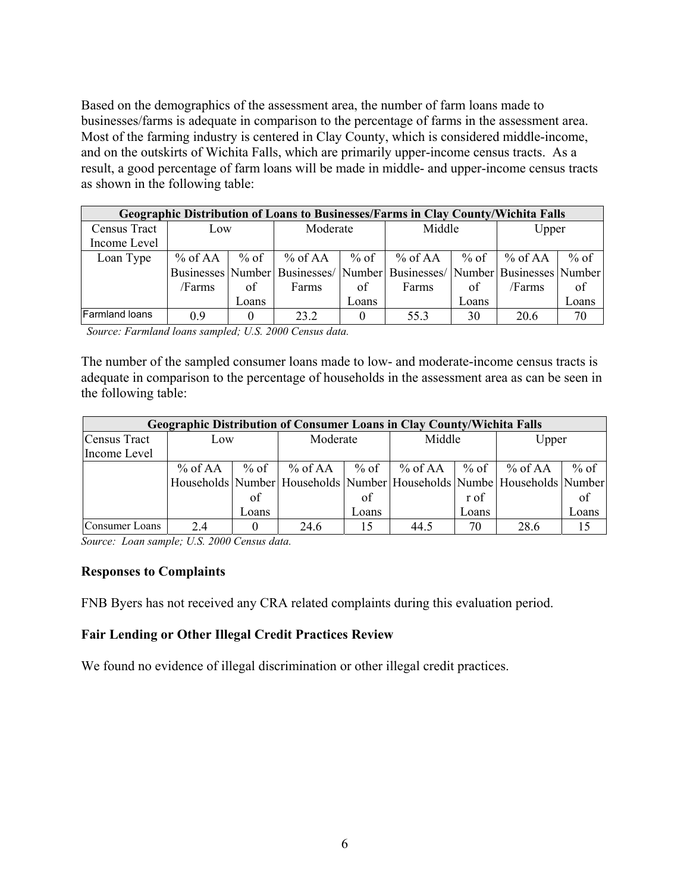Based on the demographics of the assessment area, the number of farm loans made to businesses/farms is adequate in comparison to the percentage of farms in the assessment area. Most of the farming industry is centered in Clay County, which is considered middle-income, and on the outskirts of Wichita Falls, which are primarily upper-income census tracts. As a result, a good percentage of farm loans will be made in middle- and upper-income census tracts as shown in the following table:

| Geographic Distribution of Loans to Businesses/Farms in Clay County/Wichita Falls | | | | | | | | |
|---|---|---|---|---|---|---|---|---|
| Census Tract Income Level | Low | | Moderate | | Middle | | Upper | |
| Loan Type | % of AA Businesses /Farms | % of Number of Loans | % of AA Businesses/ Farms | % of Number of Loans | % of AA Businesses/ Farms | % of Number of Loans | % of AA Businesses /Farms | % of Number of Loans |
| Farmland loans | 0.9 | 0 | 23.2 | 0 | 55.3 | 30 | 20.6 | 70 |

*Source: Farmland loans sampled; U.S. 2000 Census data.*

The number of the sampled consumer loans made to low- and moderate-income census tracts is adequate in comparison to the percentage of households in the assessment area as can be seen in the following table:

| Geographic Distribution of Consumer Loans in Clay County/Wichita Falls | | | | | | | | |
|---|---|---|---|---|---|---|---|---|
| Census Tract Income Level | Low | | Moderate | | Middle | | Upper | |
| | % of AA Households | % of Number of Loans | % of AA Households | % of Number of Loans | % of AA Households | % of Number of Loans | % of AA Households | % of Number of Loans |
| Consumer Loans | 2.4 | 0 | 24.6 | 15 | 44.5 | 70 | 28.6 | 15 |

*Source: Loan sample; U.S. 2000 Census data.*

### Responses to Complaints

FNB Byers has not received any CRA related complaints during this evaluation period.

### Fair Lending or Other Illegal Credit Practices Review

We found no evidence of illegal discrimination or other illegal credit practices.